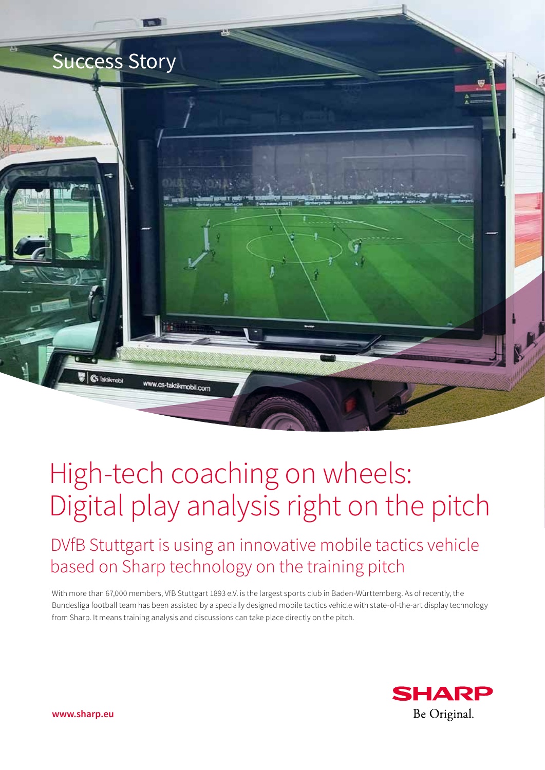Success Story

# High-tech coaching on wheels: Digital play analysis right on the pitch

## DVfB Stuttgart is using an innovative mobile tactics vehicle based on Sharp technology on the training pitch

With more than 67,000 members, VfB Stuttgart 1893 e.V. is the largest sports club in Baden-Württemberg. As of recently, the Bundesliga football team has been assisted by a specially designed mobile tactics vehicle with state-of-the-art display technology from Sharp. It means training analysis and discussions can take place directly on the pitch.

**www.sharp.eu**

SHARP
Be Original.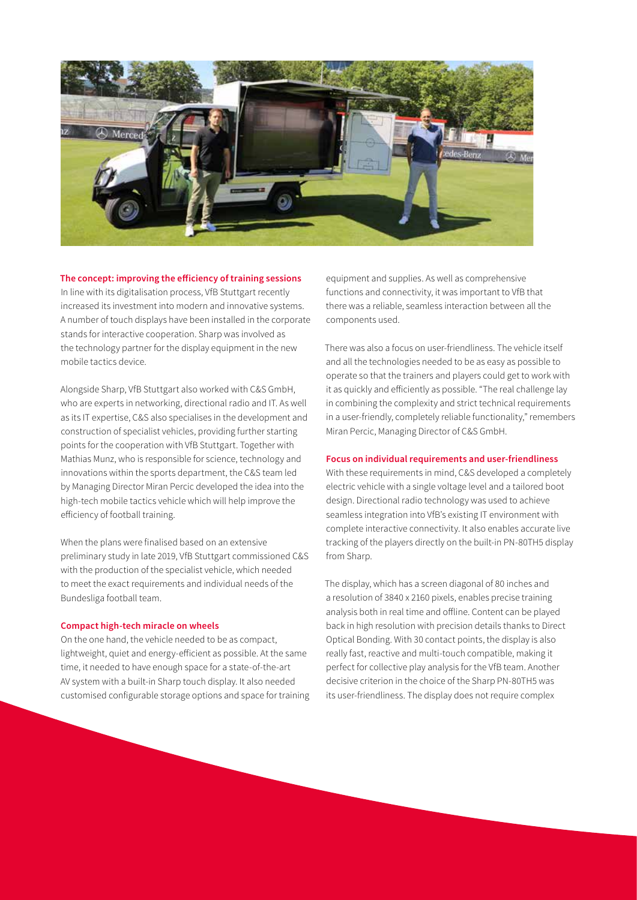### The concept: improving the efficiency of training sessions

In line with its digitalisation process, VfB Stuttgart recently increased its investment into modern and innovative systems. A number of touch displays have been installed in the corporate stands for interactive cooperation. Sharp was involved as the technology partner for the display equipment in the new mobile tactics device.

Alongside Sharp, VfB Stuttgart also worked with C&S GmbH, who are experts in networking, directional radio and IT. As well as its IT expertise, C&S also specialises in the development and construction of specialist vehicles, providing further starting points for the cooperation with VfB Stuttgart. Together with Mathias Munz, who is responsible for science, technology and innovations within the sports department, the C&S team led by Managing Director Miran Percic developed the idea into the high-tech mobile tactics vehicle which will help improve the efficiency of football training.

When the plans were finalised based on an extensive preliminary study in late 2019, VfB Stuttgart commissioned C&S with the production of the specialist vehicle, which needed to meet the exact requirements and individual needs of the Bundesliga football team.

### Compact high-tech miracle on wheels

On the one hand, the vehicle needed to be as compact, lightweight, quiet and energy-efficient as possible. At the same time, it needed to have enough space for a state-of-the-art AV system with a built-in Sharp touch display. It also needed customised configurable storage options and space for training equipment and supplies. As well as comprehensive functions and connectivity, it was important to VfB that there was a reliable, seamless interaction between all the components used.

There was also a focus on user-friendliness. The vehicle itself and all the technologies needed to be as easy as possible to operate so that the trainers and players could get to work with it as quickly and efficiently as possible. "The real challenge lay in combining the complexity and strict technical requirements in a user-friendly, completely reliable functionality," remembers Miran Percic, Managing Director of C&S GmbH.

### Focus on individual requirements and user-friendliness

With these requirements in mind, C&S developed a completely electric vehicle with a single voltage level and a tailored boot design. Directional radio technology was used to achieve seamless integration into VfB's existing IT environment with complete interactive connectivity. It also enables accurate live tracking of the players directly on the built-in PN-80TH5 display from Sharp.

The display, which has a screen diagonal of 80 inches and a resolution of 3840 x 2160 pixels, enables precise training analysis both in real time and offline. Content can be played back in high resolution with precision details thanks to Direct Optical Bonding. With 30 contact points, the display is also really fast, reactive and multi-touch compatible, making it perfect for collective play analysis for the VfB team. Another decisive criterion in the choice of the Sharp PN-80TH5 was its user-friendliness. The display does not require complex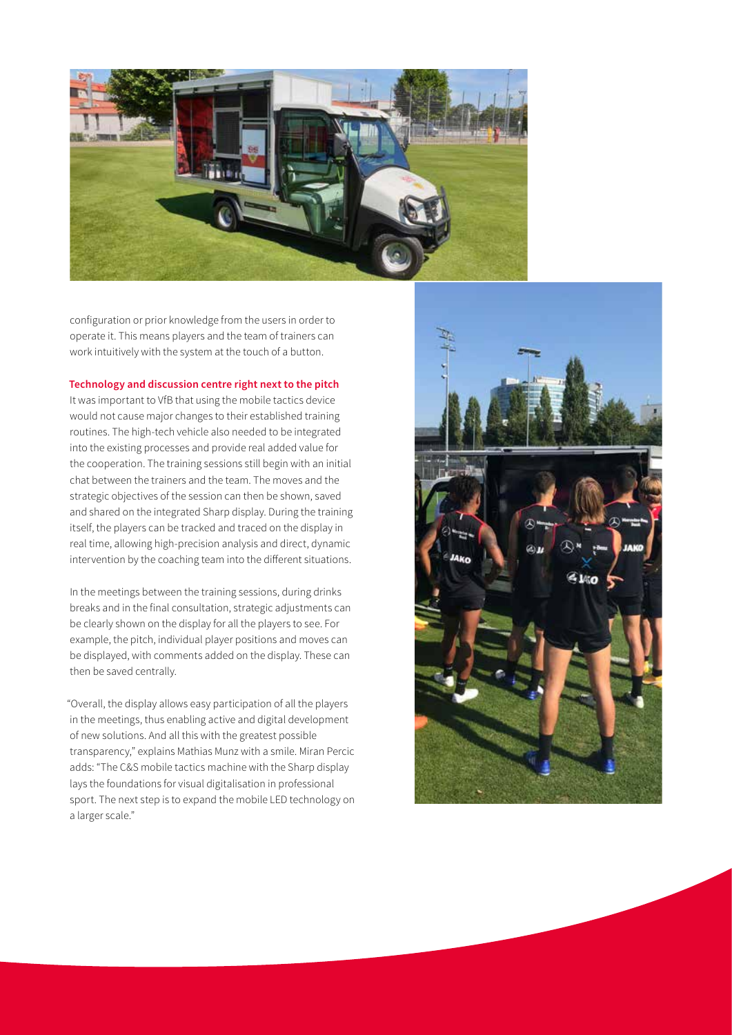configuration or prior knowledge from the users in order to operate it. This means players and the team of trainers can work intuitively with the system at the touch of a button.

**Technology and discussion centre right next to the pitch**

It was important to VfB that using the mobile tactics device would not cause major changes to their established training routines. The high-tech vehicle also needed to be integrated into the existing processes and provide real added value for the cooperation. The training sessions still begin with an initial chat between the trainers and the team. The moves and the strategic objectives of the session can then be shown, saved and shared on the integrated Sharp display. During the training itself, the players can be tracked and traced on the display in real time, allowing high-precision analysis and direct, dynamic intervention by the coaching team into the different situations.

In the meetings between the training sessions, during drinks breaks and in the final consultation, strategic adjustments can be clearly shown on the display for all the players to see. For example, the pitch, individual player positions and moves can be displayed, with comments added on the display. These can then be saved centrally.

"Overall, the display allows easy participation of all the players in the meetings, thus enabling active and digital development of new solutions. And all this with the greatest possible transparency," explains Mathias Munz with a smile. Miran Percic adds: "The C&S mobile tactics machine with the Sharp display lays the foundations for visual digitalisation in professional sport. The next step is to expand the mobile LED technology on a larger scale."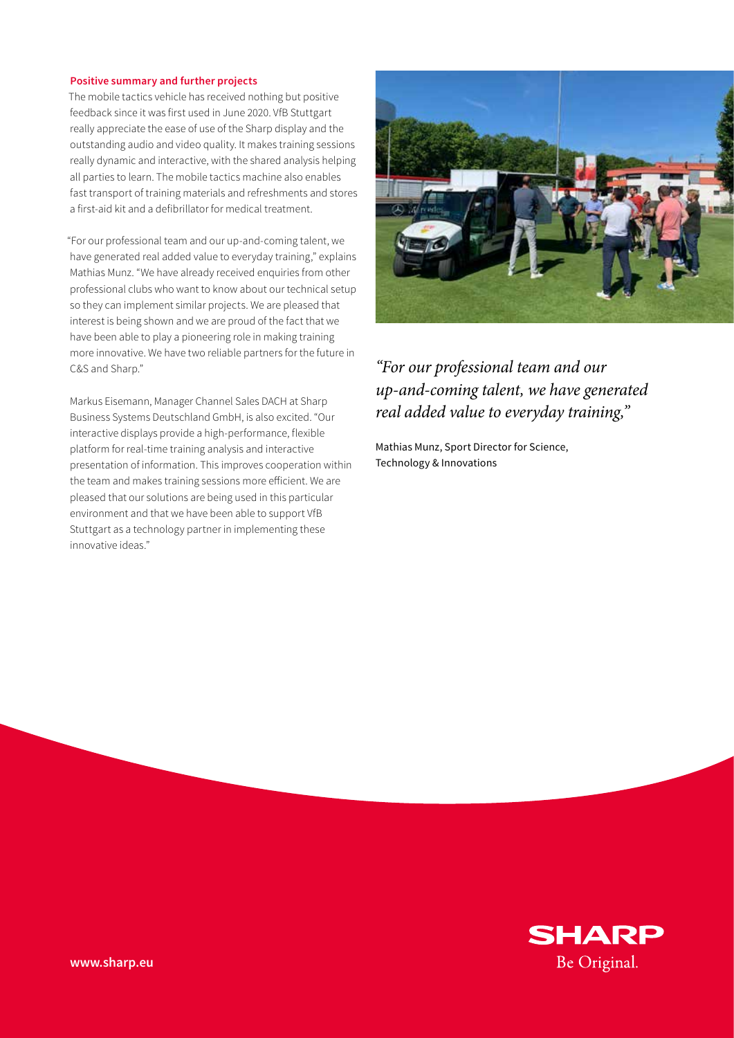### Positive summary and further projects

The mobile tactics vehicle has received nothing but positive feedback since it was first used in June 2020. VfB Stuttgart really appreciate the ease of use of the Sharp display and the outstanding audio and video quality. It makes training sessions really dynamic and interactive, with the shared analysis helping all parties to learn. The mobile tactics machine also enables fast transport of training materials and refreshments and stores a first-aid kit and a defibrillator for medical treatment.

"For our professional team and our up-and-coming talent, we have generated real added value to everyday training," explains Mathias Munz. "We have already received enquiries from other professional clubs who want to know about our technical setup so they can implement similar projects. We are pleased that interest is being shown and we are proud of the fact that we have been able to play a pioneering role in making training more innovative. We have two reliable partners for the future in C&S and Sharp."

Markus Eisemann, Manager Channel Sales DACH at Sharp Business Systems Deutschland GmbH, is also excited. "Our interactive displays provide a high-performance, flexible platform for real-time training analysis and interactive presentation of information. This improves cooperation within the team and makes training sessions more efficient. We are pleased that our solutions are being used in this particular environment and that we have been able to support VfB Stuttgart as a technology partner in implementing these innovative ideas."

*"For our professional team and our up-and-coming talent, we have generated real added value to everyday training,"*

Mathias Munz, Sport Director for Science, Technology & Innovations

**www.sharp.eu**

SHARP
Be Original.